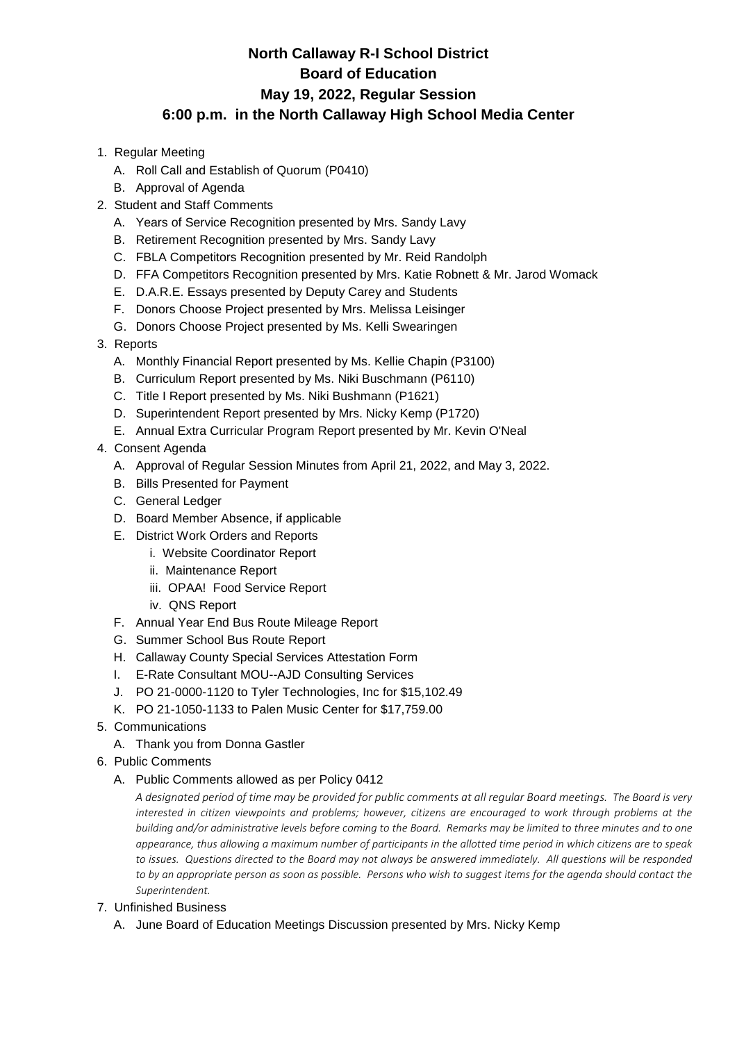# North Callaway R-I School District
## Board of Education
## May 19, 2022, Regular Session
## 6:00 p.m. in the North Callaway High School Media Center

1. Regular Meeting
   A. Roll Call and Establish of Quorum (P0410)
   B. Approval of Agenda
2. Student and Staff Comments
   A. Years of Service Recognition presented by Mrs. Sandy Lavy
   B. Retirement Recognition presented by Mrs. Sandy Lavy
   C. FBLA Competitors Recognition presented by Mr. Reid Randolph
   D. FFA Competitors Recognition presented by Mrs. Katie Robnett & Mr. Jarod Womack
   E. D.A.R.E. Essays presented by Deputy Carey and Students
   F. Donors Choose Project presented by Mrs. Melissa Leisinger
   G. Donors Choose Project presented by Ms. Kelli Swearingen
3. Reports
   A. Monthly Financial Report presented by Ms. Kellie Chapin (P3100)
   B. Curriculum Report presented by Ms. Niki Buschmann (P6110)
   C. Title I Report presented by Ms. Niki Bushmann (P1621)
   D. Superintendent Report presented by Mrs. Nicky Kemp (P1720)
   E. Annual Extra Curricular Program Report presented by Mr. Kevin O'Neal
4. Consent Agenda
   A. Approval of Regular Session Minutes from April 21, 2022, and May 3, 2022.
   B. Bills Presented for Payment
   C. General Ledger
   D. Board Member Absence, if applicable
   E. District Work Orders and Reports
      i. Website Coordinator Report
      ii. Maintenance Report
      iii. OPAA! Food Service Report
      iv. QNS Report
   F. Annual Year End Bus Route Mileage Report
   G. Summer School Bus Route Report
   H. Callaway County Special Services Attestation Form
   I. E-Rate Consultant MOU--AJD Consulting Services
   J. PO 21-0000-1120 to Tyler Technologies, Inc for $15,102.49
   K. PO 21-1050-1133 to Palen Music Center for $17,759.00
5. Communications
   A. Thank you from Donna Gastler
6. Public Comments
   A. Public Comments allowed as per Policy 0412

      *A designated period of time may be provided for public comments at all regular Board meetings. The Board is very interested in citizen viewpoints and problems; however, citizens are encouraged to work through problems at the building and/or administrative levels before coming to the Board. Remarks may be limited to three minutes and to one appearance, thus allowing a maximum number of participants in the allotted time period in which citizens are to speak to issues. Questions directed to the Board may not always be answered immediately. All questions will be responded to by an appropriate person as soon as possible. Persons who wish to suggest items for the agenda should contact the Superintendent.*
7. Unfinished Business
   A. June Board of Education Meetings Discussion presented by Mrs. Nicky Kemp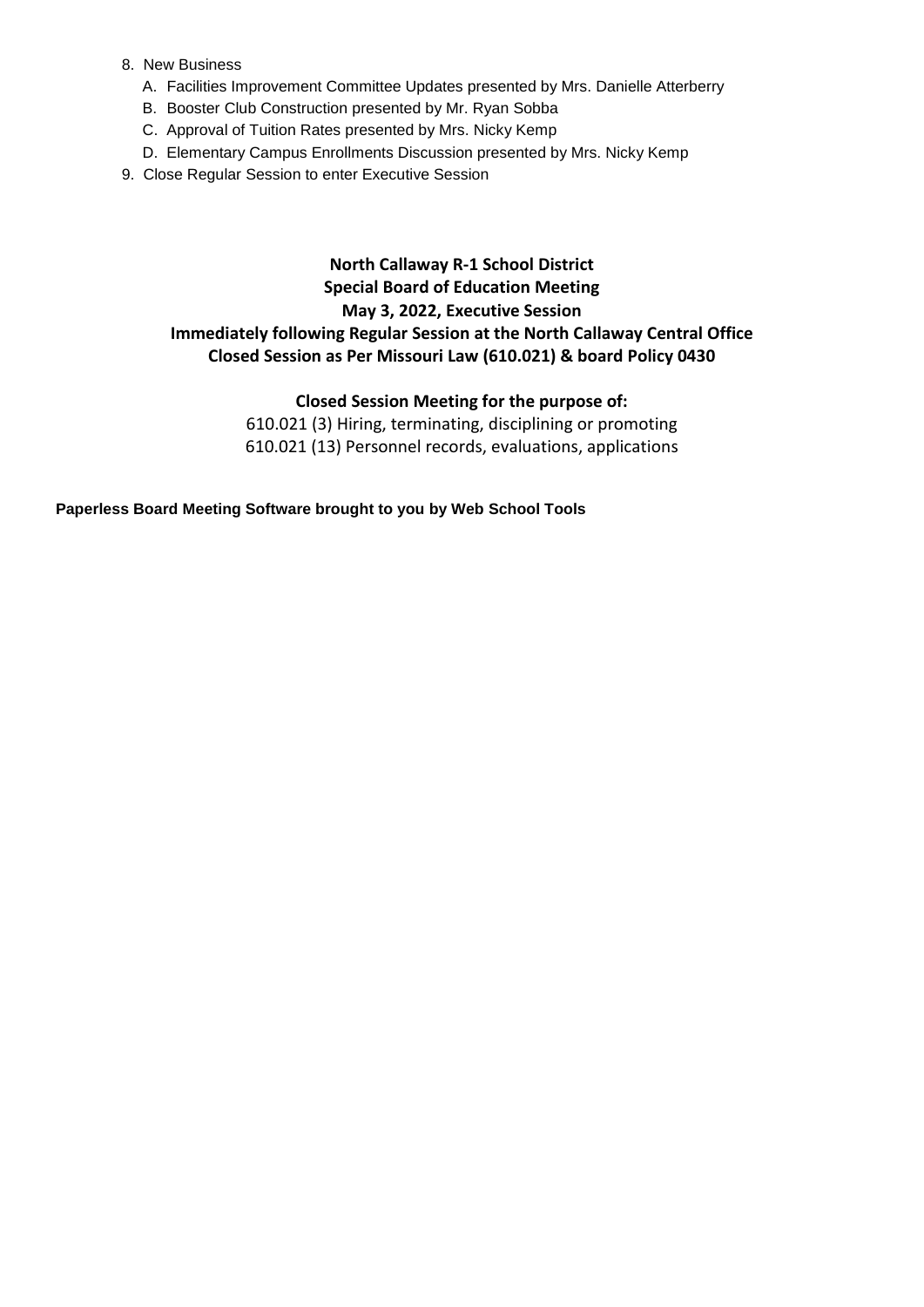8. New Business
   A. Facilities Improvement Committee Updates presented by Mrs. Danielle Atterberry
   B. Booster Club Construction presented by Mr. Ryan Sobba
   C. Approval of Tuition Rates presented by Mrs. Nicky Kemp
   D. Elementary Campus Enrollments Discussion presented by Mrs. Nicky Kemp
9. Close Regular Session to enter Executive Session

**North Callaway R-1 School District**
**Special Board of Education Meeting**
**May 3, 2022, Executive Session**
**Immediately following Regular Session at the North Callaway Central Office**
**Closed Session as Per Missouri Law (610.021) & board Policy 0430**

**Closed Session Meeting for the purpose of:**

610.021 (3) Hiring, terminating, disciplining or promoting
610.021 (13) Personnel records, evaluations, applications

**Paperless Board Meeting Software brought to you by Web School Tools**